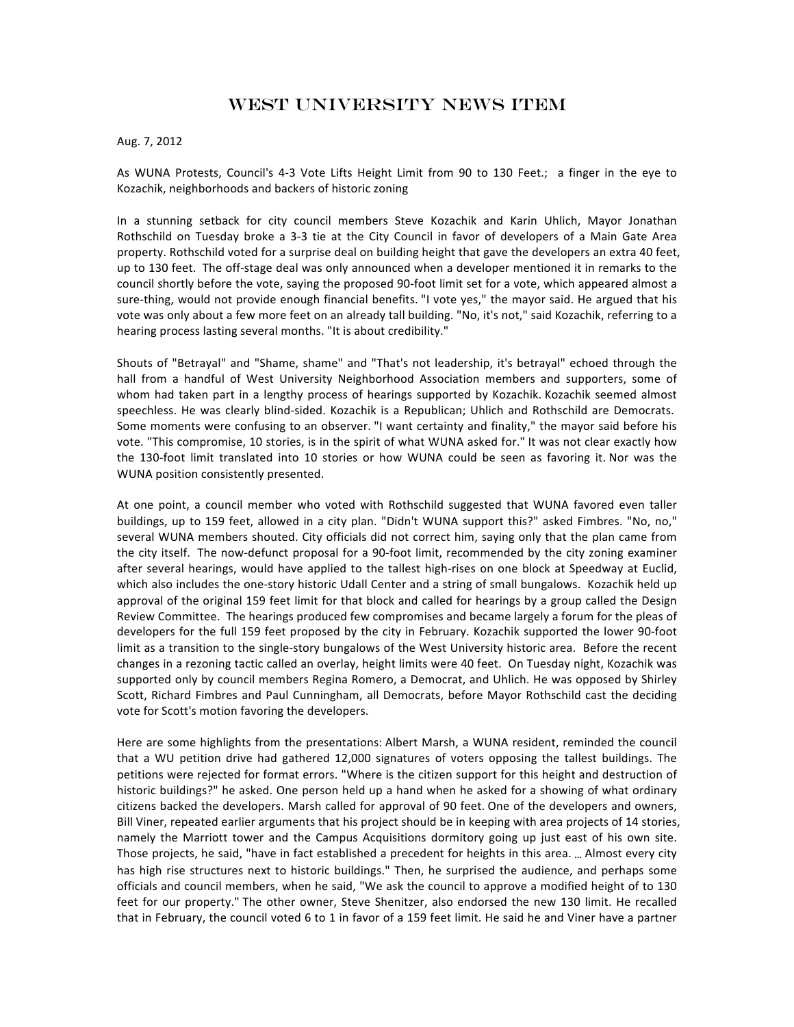# WEST UNIVERSITY NEWS ITEM

Aug. 7, 2012

As WUNA Protests, Council's 4-3 Vote Lifts Height Limit from 90 to 130 Feet.; a finger in the eye to Kozachik, neighborhoods and backers of historic zoning

In a stunning setback for city council members Steve Kozachik and Karin Uhlich, Mayor Jonathan Rothschild on Tuesday broke a 3-3 tie at the City Council in favor of developers of a Main Gate Area property. Rothschild voted for a surprise deal on building height that gave the developers an extra 40 feet, up to 130 feet. The off-stage deal was only announced when a developer mentioned it in remarks to the council shortly before the vote, saying the proposed 90-foot limit set for a vote, which appeared almost a sure-thing, would not provide enough financial benefits. "I vote yes," the mayor said. He argued that his vote was only about a few more feet on an already tall building. "No, it's not," said Kozachik, referring to a hearing process lasting several months. "It is about credibility."

Shouts of "Betrayal" and "Shame, shame" and "That's not leadership, it's betrayal" echoed through the hall from a handful of West University Neighborhood Association members and supporters, some of whom had taken part in a lengthy process of hearings supported by Kozachik. Kozachik seemed almost speechless. He was clearly blind-sided. Kozachik is a Republican; Uhlich and Rothschild are Democrats. Some moments were confusing to an observer. "I want certainty and finality," the mayor said before his vote. "This compromise, 10 stories, is in the spirit of what WUNA asked for." It was not clear exactly how the 130-foot limit translated into 10 stories or how WUNA could be seen as favoring it. Nor was the WUNA position consistently presented.

At one point, a council member who voted with Rothschild suggested that WUNA favored even taller buildings, up to 159 feet, allowed in a city plan. "Didn't WUNA support this?" asked Fimbres. "No, no," several WUNA members shouted. City officials did not correct him, saying only that the plan came from the city itself. The now-defunct proposal for a 90-foot limit, recommended by the city zoning examiner after several hearings, would have applied to the tallest high-rises on one block at Speedway at Euclid, which also includes the one-story historic Udall Center and a string of small bungalows. Kozachik held up approval of the original 159 feet limit for that block and called for hearings by a group called the Design Review Committee. The hearings produced few compromises and became largely a forum for the pleas of developers for the full 159 feet proposed by the city in February. Kozachik supported the lower 90-foot limit as a transition to the single-story bungalows of the West University historic area. Before the recent changes in a rezoning tactic called an overlay, height limits were 40 feet. On Tuesday night, Kozachik was supported only by council members Regina Romero, a Democrat, and Uhlich. He was opposed by Shirley Scott, Richard Fimbres and Paul Cunningham, all Democrats, before Mayor Rothschild cast the deciding vote for Scott's motion favoring the developers.

Here are some highlights from the presentations: Albert Marsh, a WUNA resident, reminded the council that a WU petition drive had gathered 12,000 signatures of voters opposing the tallest buildings. The petitions were rejected for format errors. "Where is the citizen support for this height and destruction of historic buildings?" he asked. One person held up a hand when he asked for a showing of what ordinary citizens backed the developers. Marsh called for approval of 90 feet. One of the developers and owners, Bill Viner, repeated earlier arguments that his project should be in keeping with area projects of 14 stories, namely the Marriott tower and the Campus Acquisitions dormitory going up just east of his own site. Those projects, he said, "have in fact established a precedent for heights in this area. … Almost every city has high rise structures next to historic buildings." Then, he surprised the audience, and perhaps some officials and council members, when he said, "We ask the council to approve a modified height of to 130 feet for our property." The other owner, Steve Shenitzer, also endorsed the new 130 limit. He recalled that in February, the council voted 6 to 1 in favor of a 159 feet limit. He said he and Viner have a partner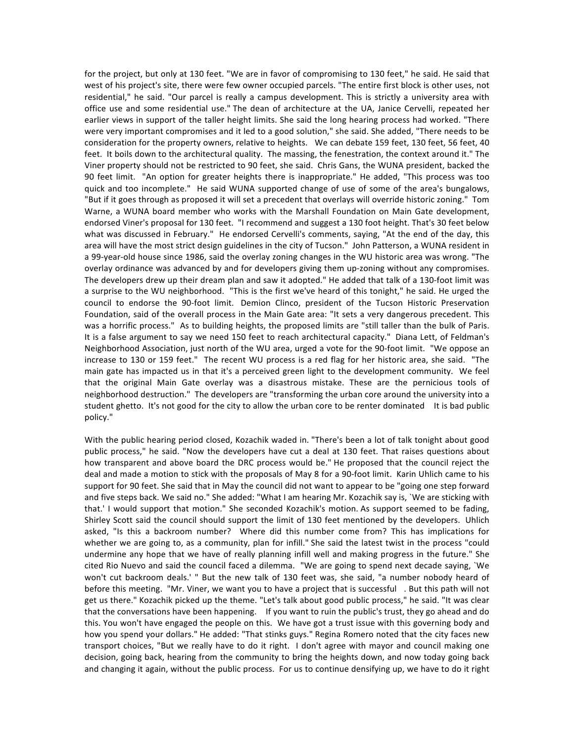for the project, but only at 130 feet. "We are in favor of compromising to 130 feet," he said. He said that west of his project's site, there were few owner occupied parcels. "The entire first block is other uses, not residential," he said. "Our parcel is really a campus development. This is strictly a university area with office use and some residential use." The dean of architecture at the UA, Janice Cervelli, repeated her earlier views in support of the taller height limits. She said the long hearing process had worked. "There were very important compromises and it led to a good solution," she said. She added, "There needs to be consideration for the property owners, relative to heights. We can debate 159 feet, 130 feet, 56 feet, 40 feet. It boils down to the architectural quality. The massing, the fenestration, the context around it." The Viner property should not be restricted to 90 feet, she said. Chris Gans, the WUNA president, backed the 90 feet limit. "An option for greater heights there is inappropriate." He added, "This process was too quick and too incomplete." He said WUNA supported change of use of some of the area's bungalows, "But if it goes through as proposed it will set a precedent that overlays will override historic zoning." Tom Warne, a WUNA board member who works with the Marshall Foundation on Main Gate development, endorsed Viner's proposal for 130 feet. "I recommend and suggest a 130 foot height. That's 30 feet below what was discussed in February." He endorsed Cervelli's comments, saying, "At the end of the day, this area will have the most strict design guidelines in the city of Tucson." John Patterson, a WUNA resident in a 99-year-old house since 1986, said the overlay zoning changes in the WU historic area was wrong. "The overlay ordinance was advanced by and for developers giving them up-zoning without any compromises. The developers drew up their dream plan and saw it adopted." He added that talk of a 130-foot limit was a surprise to the WU neighborhood. "This is the first we've heard of this tonight," he said. He urged the council to endorse the 90-foot limit. Demion Clinco, president of the Tucson Historic Preservation Foundation, said of the overall process in the Main Gate area: "It sets a very dangerous precedent. This was a horrific process." As to building heights, the proposed limits are "still taller than the bulk of Paris. It is a false argument to say we need 150 feet to reach architectural capacity." Diana Lett, of Feldman's Neighborhood Association, just north of the WU area, urged a vote for the 90-foot limit. "We oppose an increase to 130 or 159 feet." The recent WU process is a red flag for her historic area, she said. "The main gate has impacted us in that it's a perceived green light to the development community. We feel that the original Main Gate overlay was a disastrous mistake. These are the pernicious tools of neighborhood destruction." The developers are "transforming the urban core around the university into a student ghetto. It's not good for the city to allow the urban core to be renter dominated It is bad public policy."

With the public hearing period closed, Kozachik waded in. "There's been a lot of talk tonight about good public process," he said. "Now the developers have cut a deal at 130 feet. That raises questions about how transparent and above board the DRC process would be." He proposed that the council reject the deal and made a motion to stick with the proposals of May 8 for a 90-foot limit. Karin Uhlich came to his support for 90 feet. She said that in May the council did not want to appear to be "going one step forward and five steps back. We said no." She added: "What I am hearing Mr. Kozachik say is, `We are sticking with that.' I would support that motion." She seconded Kozachik's motion. As support seemed to be fading, Shirley Scott said the council should support the limit of 130 feet mentioned by the developers. Uhlich asked, "Is this a backroom number? Where did this number come from? This has implications for whether we are going to, as a community, plan for infill." She said the latest twist in the process "could undermine any hope that we have of really planning infill well and making progress in the future." She cited Rio Nuevo and said the council faced a dilemma. "We are going to spend next decade saying, `We won't cut backroom deals.' " But the new talk of 130 feet was, she said, "a number nobody heard of before this meeting. "Mr. Viner, we want you to have a project that is successful . But this path will not get us there." Kozachik picked up the theme. "Let's talk about good public process," he said. "It was clear that the conversations have been happening. If you want to ruin the public's trust, they go ahead and do this. You won't have engaged the people on this. We have got a trust issue with this governing body and how you spend your dollars." He added: "That stinks guys." Regina Romero noted that the city faces new transport choices, "But we really have to do it right. I don't agree with mayor and council making one decision, going back, hearing from the community to bring the heights down, and now today going back and changing it again, without the public process. For us to continue densifying up, we have to do it right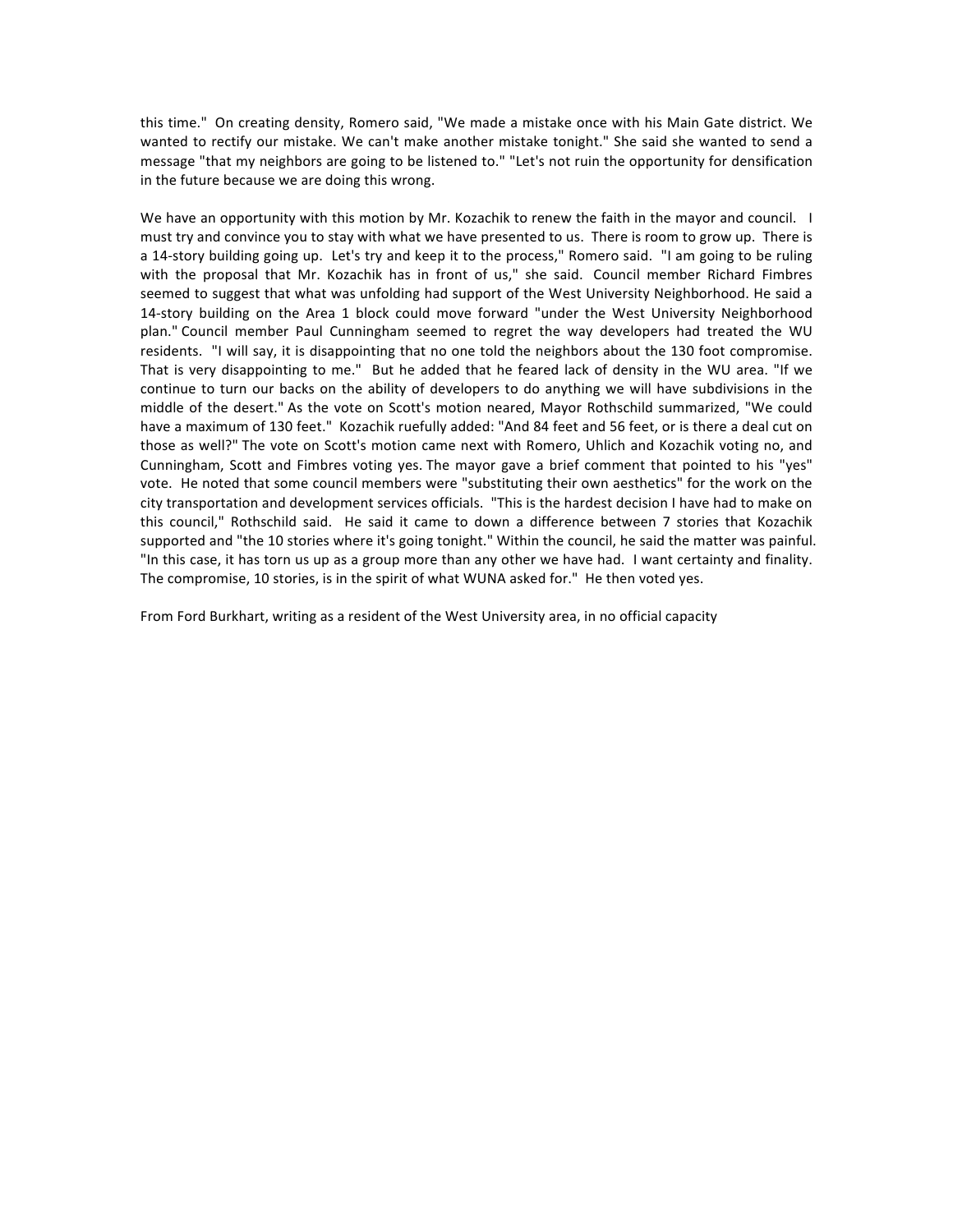this time." On creating density, Romero said, "We made a mistake once with his Main Gate district. We wanted to rectify our mistake. We can't make another mistake tonight." She said she wanted to send a message "that my neighbors are going to be listened to." "Let's not ruin the opportunity for densification in the future because we are doing this wrong.

We have an opportunity with this motion by Mr. Kozachik to renew the faith in the mayor and council. I must try and convince you to stay with what we have presented to us. There is room to grow up. There is a 14-story building going up. Let's try and keep it to the process," Romero said. "I am going to be ruling with the proposal that Mr. Kozachik has in front of us," she said. Council member Richard Fimbres seemed to suggest that what was unfolding had support of the West University Neighborhood. He said a 14-story building on the Area 1 block could move forward "under the West University Neighborhood plan." Council member Paul Cunningham seemed to regret the way developers had treated the WU residents. "I will say, it is disappointing that no one told the neighbors about the 130 foot compromise. That is very disappointing to me." But he added that he feared lack of density in the WU area. "If we continue to turn our backs on the ability of developers to do anything we will have subdivisions in the middle of the desert." As the vote on Scott's motion neared, Mayor Rothschild summarized, "We could have a maximum of 130 feet." Kozachik ruefully added: "And 84 feet and 56 feet, or is there a deal cut on those as well?" The vote on Scott's motion came next with Romero, Uhlich and Kozachik voting no, and Cunningham, Scott and Fimbres voting yes. The mayor gave a brief comment that pointed to his "yes" vote. He noted that some council members were "substituting their own aesthetics" for the work on the city transportation and development services officials. "This is the hardest decision I have had to make on this council," Rothschild said. He said it came to down a difference between 7 stories that Kozachik supported and "the 10 stories where it's going tonight." Within the council, he said the matter was painful. "In this case, it has torn us up as a group more than any other we have had. I want certainty and finality. The compromise, 10 stories, is in the spirit of what WUNA asked for." He then voted yes.

From Ford Burkhart, writing as a resident of the West University area, in no official capacity